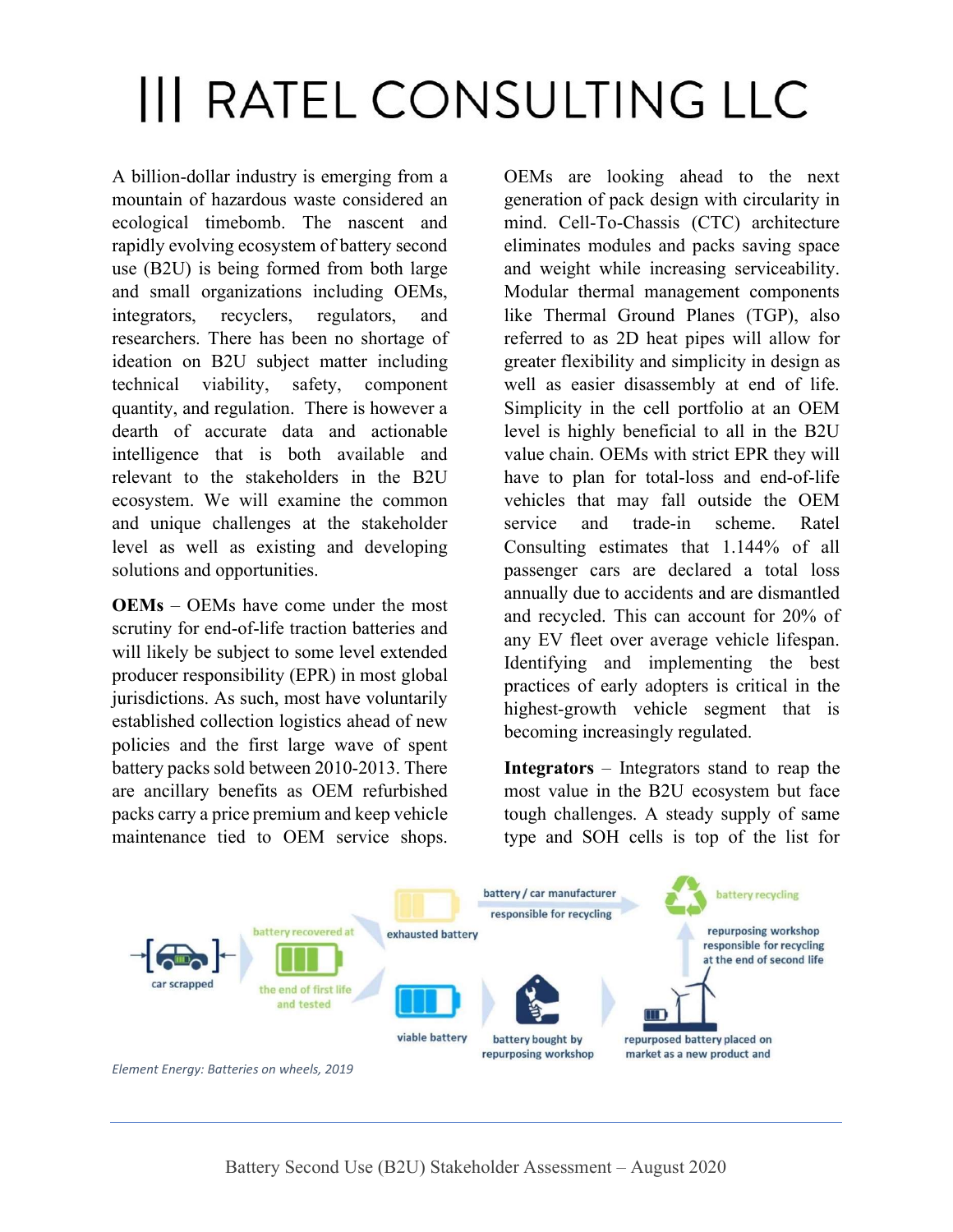# ||| RATEL CONSULTING LLC

A billion-dollar industry is emerging from a mountain of hazardous waste considered an ecological timebomb. The nascent and rapidly evolving ecosystem of battery second use (B2U) is being formed from both large and small organizations including OEMs, integrators, recyclers, regulators, and researchers. There has been no shortage of ideation on B2U subject matter including technical viability, safety, component quantity, and regulation. There is however a dearth of accurate data and actionable intelligence that is both available and relevant to the stakeholders in the B2U ecosystem. We will examine the common and unique challenges at the stakeholder level as well as existing and developing solutions and opportunities.

**OEMs** – OEMs have come under the most scrutiny for end-of-life traction batteries and will likely be subject to some level extended producer responsibility (EPR) in most global jurisdictions. As such, most have voluntarily established collection logistics ahead of new policies and the first large wave of spent battery packs sold between 2010-2013. There are ancillary benefits as OEM refurbished packs carry a price premium and keep vehicle maintenance tied to OEM service shops. OEMs are looking ahead to the next generation of pack design with circularity in mind. Cell-To-Chassis (CTC) architecture eliminates modules and packs saving space and weight while increasing serviceability. Modular thermal management components like Thermal Ground Planes (TGP), also referred to as 2D heat pipes will allow for greater flexibility and simplicity in design as well as easier disassembly at end of life. Simplicity in the cell portfolio at an OEM level is highly beneficial to all in the B2U value chain. OEMs with strict EPR they will have to plan for total-loss and end-of-life vehicles that may fall outside the OEM service and trade-in scheme. Ratel Consulting estimates that 1.144% of all passenger cars are declared a total loss annually due to accidents and are dismantled and recycled. This can account for 20% of any EV fleet over average vehicle lifespan. Identifying and implementing the best practices of early adopters is critical in the highest-growth vehicle segment that is becoming increasingly regulated.

**Integrators** – Integrators stand to reap the most value in the B2U ecosystem but face tough challenges. A steady supply of same type and SOH cells is top of the list for

car scrapped → battery recovered at the end of first life and tested → exhausted battery → battery / car manufacturer responsible for recycling → battery recycling

viable battery → battery bought by repurposing workshop → repurposed battery placed on market as a new product and → repurposing workshop responsible for recycling at the end of second life → battery recycling

*Element Energy: Batteries on wheels, 2019*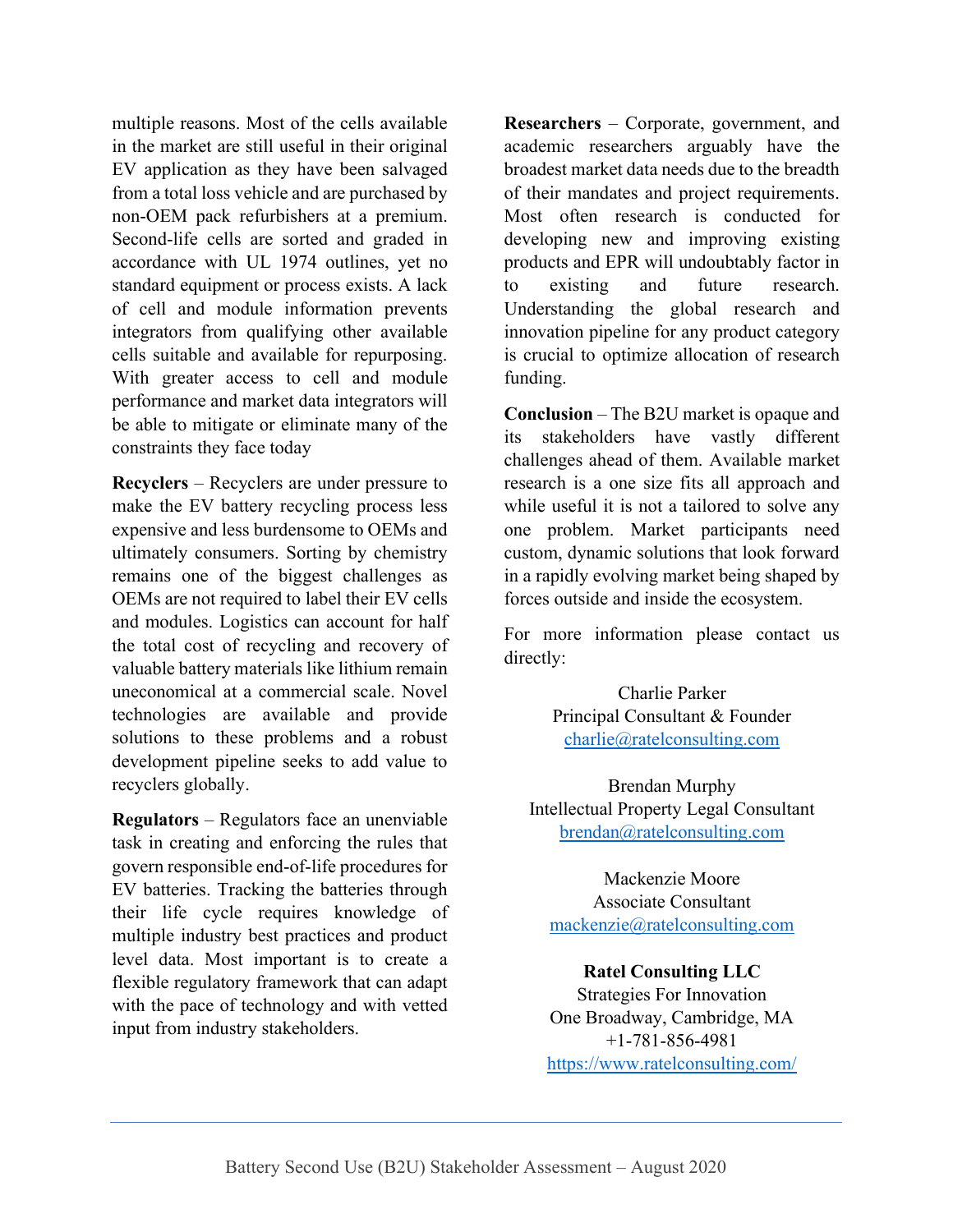multiple reasons. Most of the cells available in the market are still useful in their original EV application as they have been salvaged from a total loss vehicle and are purchased by non-OEM pack refurbishers at a premium. Second-life cells are sorted and graded in accordance with UL 1974 outlines, yet no standard equipment or process exists. A lack of cell and module information prevents integrators from qualifying other available cells suitable and available for repurposing. With greater access to cell and module performance and market data integrators will be able to mitigate or eliminate many of the constraints they face today

**Recyclers** – Recyclers are under pressure to make the EV battery recycling process less expensive and less burdensome to OEMs and ultimately consumers. Sorting by chemistry remains one of the biggest challenges as OEMs are not required to label their EV cells and modules. Logistics can account for half the total cost of recycling and recovery of valuable battery materials like lithium remain uneconomical at a commercial scale. Novel technologies are available and provide solutions to these problems and a robust development pipeline seeks to add value to recyclers globally.

**Regulators** – Regulators face an unenviable task in creating and enforcing the rules that govern responsible end-of-life procedures for EV batteries. Tracking the batteries through their life cycle requires knowledge of multiple industry best practices and product level data. Most important is to create a flexible regulatory framework that can adapt with the pace of technology and with vetted input from industry stakeholders.

**Researchers** – Corporate, government, and academic researchers arguably have the broadest market data needs due to the breadth of their mandates and project requirements. Most often research is conducted for developing new and improving existing products and EPR will undoubtably factor in to existing and future research. Understanding the global research and innovation pipeline for any product category is crucial to optimize allocation of research funding.

**Conclusion** – The B2U market is opaque and its stakeholders have vastly different challenges ahead of them. Available market research is a one size fits all approach and while useful it is not a tailored to solve any one problem. Market participants need custom, dynamic solutions that look forward in a rapidly evolving market being shaped by forces outside and inside the ecosystem.

For more information please contact us directly:

Charlie Parker
Principal Consultant & Founder
charlie@ratelconsulting.com

Brendan Murphy
Intellectual Property Legal Consultant
brendan@ratelconsulting.com

Mackenzie Moore
Associate Consultant
mackenzie@ratelconsulting.com

**Ratel Consulting LLC**
Strategies For Innovation
One Broadway, Cambridge, MA
+1-781-856-4981
https://www.ratelconsulting.com/